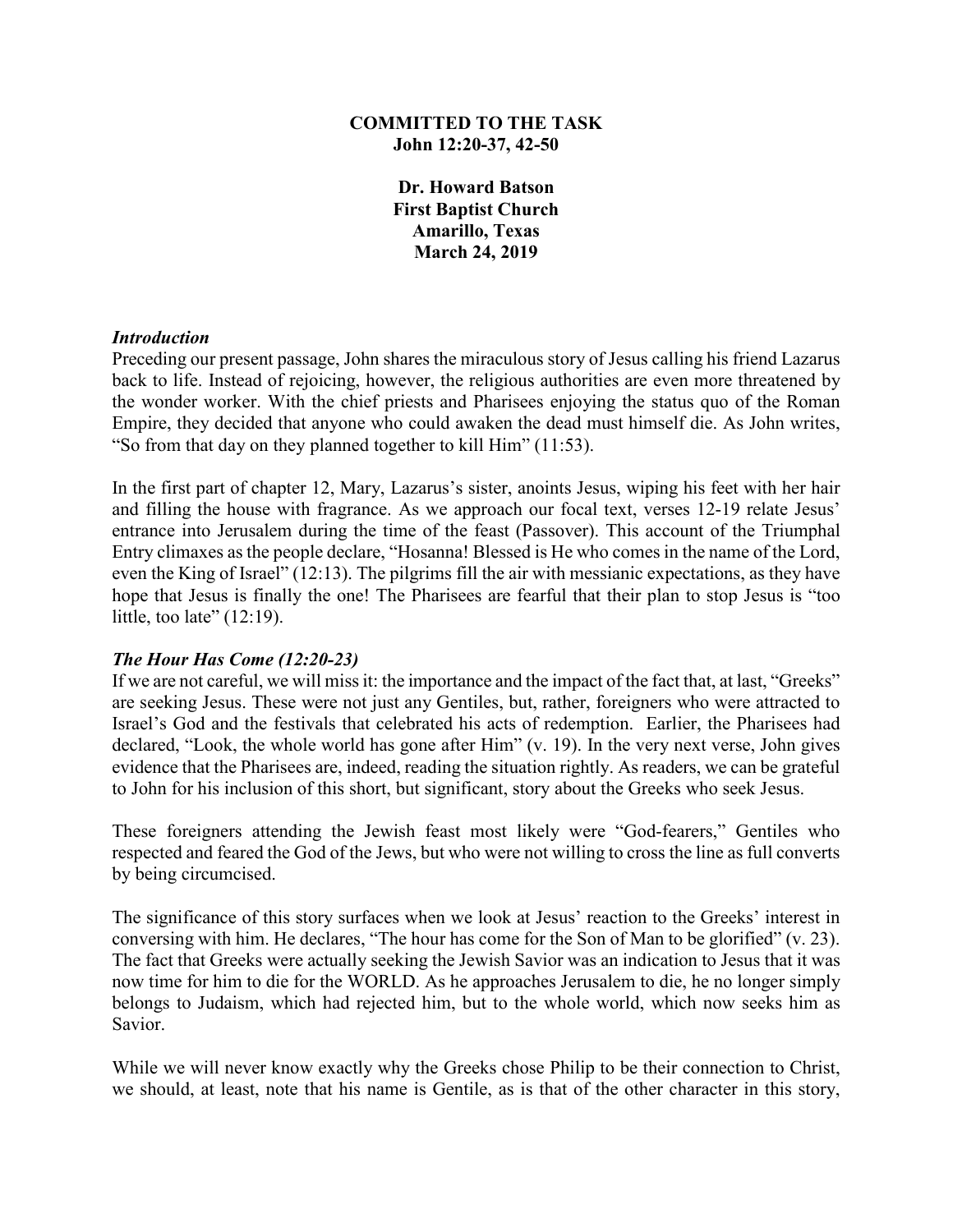**COMMITTED TO THE TASK**
**John 12:20-37, 42-50**

**Dr. Howard Batson**
**First Baptist Church**
**Amarillo, Texas**
**March 24, 2019**

***Introduction***

Preceding our present passage, John shares the miraculous story of Jesus calling his friend Lazarus back to life. Instead of rejoicing, however, the religious authorities are even more threatened by the wonder worker. With the chief priests and Pharisees enjoying the status quo of the Roman Empire, they decided that anyone who could awaken the dead must himself die. As John writes, "So from that day on they planned together to kill Him" (11:53).

In the first part of chapter 12, Mary, Lazarus's sister, anoints Jesus, wiping his feet with her hair and filling the house with fragrance. As we approach our focal text, verses 12-19 relate Jesus' entrance into Jerusalem during the time of the feast (Passover). This account of the Triumphal Entry climaxes as the people declare, "Hosanna! Blessed is He who comes in the name of the Lord, even the King of Israel" (12:13). The pilgrims fill the air with messianic expectations, as they have hope that Jesus is finally the one! The Pharisees are fearful that their plan to stop Jesus is "too little, too late" (12:19).

***The Hour Has Come (12:20-23)***

If we are not careful, we will miss it: the importance and the impact of the fact that, at last, "Greeks" are seeking Jesus. These were not just any Gentiles, but, rather, foreigners who were attracted to Israel's God and the festivals that celebrated his acts of redemption. Earlier, the Pharisees had declared, "Look, the whole world has gone after Him" (v. 19). In the very next verse, John gives evidence that the Pharisees are, indeed, reading the situation rightly. As readers, we can be grateful to John for his inclusion of this short, but significant, story about the Greeks who seek Jesus.

These foreigners attending the Jewish feast most likely were "God-fearers," Gentiles who respected and feared the God of the Jews, but who were not willing to cross the line as full converts by being circumcised.

The significance of this story surfaces when we look at Jesus' reaction to the Greeks' interest in conversing with him. He declares, "The hour has come for the Son of Man to be glorified" (v. 23). The fact that Greeks were actually seeking the Jewish Savior was an indication to Jesus that it was now time for him to die for the WORLD. As he approaches Jerusalem to die, he no longer simply belongs to Judaism, which had rejected him, but to the whole world, which now seeks him as Savior.

While we will never know exactly why the Greeks chose Philip to be their connection to Christ, we should, at least, note that his name is Gentile, as is that of the other character in this story,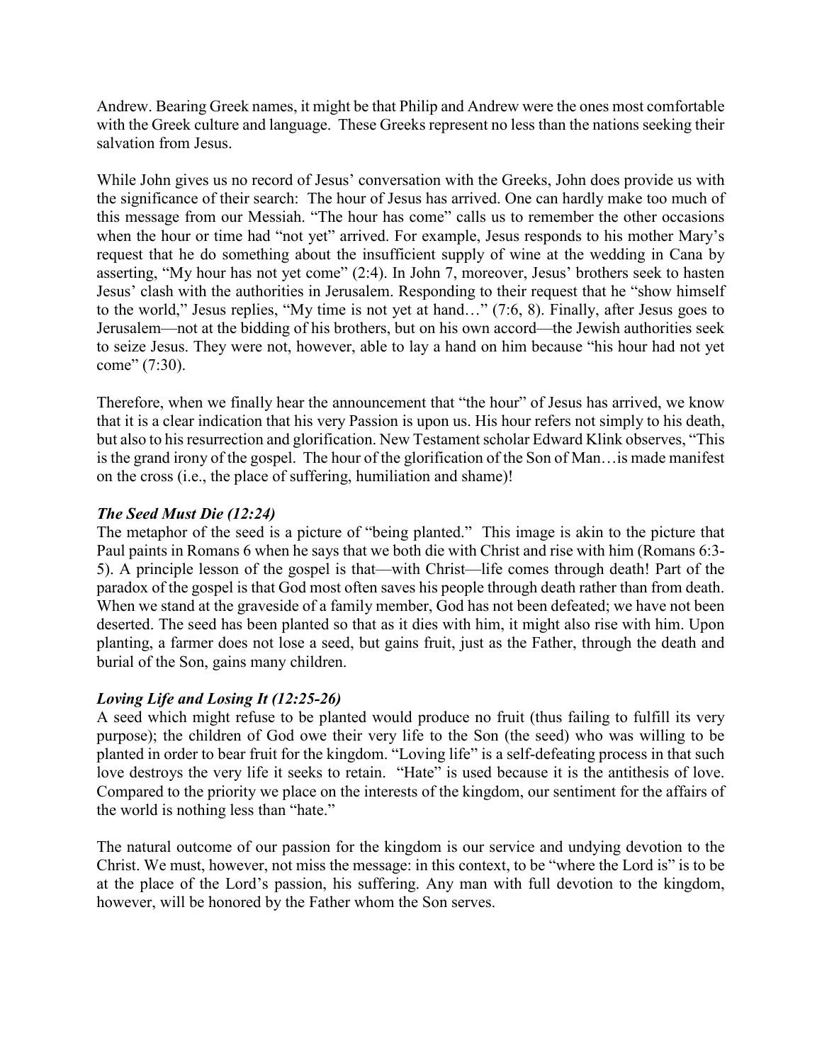Andrew. Bearing Greek names, it might be that Philip and Andrew were the ones most comfortable with the Greek culture and language. These Greeks represent no less than the nations seeking their salvation from Jesus.

While John gives us no record of Jesus' conversation with the Greeks, John does provide us with the significance of their search: The hour of Jesus has arrived. One can hardly make too much of this message from our Messiah. "The hour has come" calls us to remember the other occasions when the hour or time had "not yet" arrived. For example, Jesus responds to his mother Mary's request that he do something about the insufficient supply of wine at the wedding in Cana by asserting, "My hour has not yet come" (2:4). In John 7, moreover, Jesus' brothers seek to hasten Jesus' clash with the authorities in Jerusalem. Responding to their request that he "show himself to the world," Jesus replies, "My time is not yet at hand…" (7:6, 8). Finally, after Jesus goes to Jerusalem—not at the bidding of his brothers, but on his own accord—the Jewish authorities seek to seize Jesus. They were not, however, able to lay a hand on him because "his hour had not yet come" (7:30).

Therefore, when we finally hear the announcement that "the hour" of Jesus has arrived, we know that it is a clear indication that his very Passion is upon us. His hour refers not simply to his death, but also to his resurrection and glorification. New Testament scholar Edward Klink observes, "This is the grand irony of the gospel. The hour of the glorification of the Son of Man…is made manifest on the cross (i.e., the place of suffering, humiliation and shame)!

### *The Seed Must Die (12:24)*

The metaphor of the seed is a picture of "being planted." This image is akin to the picture that Paul paints in Romans 6 when he says that we both die with Christ and rise with him (Romans 6:3-5). A principle lesson of the gospel is that—with Christ—life comes through death! Part of the paradox of the gospel is that God most often saves his people through death rather than from death. When we stand at the graveside of a family member, God has not been defeated; we have not been deserted. The seed has been planted so that as it dies with him, it might also rise with him. Upon planting, a farmer does not lose a seed, but gains fruit, just as the Father, through the death and burial of the Son, gains many children.

### *Loving Life and Losing It (12:25-26)*

A seed which might refuse to be planted would produce no fruit (thus failing to fulfill its very purpose); the children of God owe their very life to the Son (the seed) who was willing to be planted in order to bear fruit for the kingdom. "Loving life" is a self-defeating process in that such love destroys the very life it seeks to retain. "Hate" is used because it is the antithesis of love. Compared to the priority we place on the interests of the kingdom, our sentiment for the affairs of the world is nothing less than "hate."

The natural outcome of our passion for the kingdom is our service and undying devotion to the Christ. We must, however, not miss the message: in this context, to be "where the Lord is" is to be at the place of the Lord's passion, his suffering. Any man with full devotion to the kingdom, however, will be honored by the Father whom the Son serves.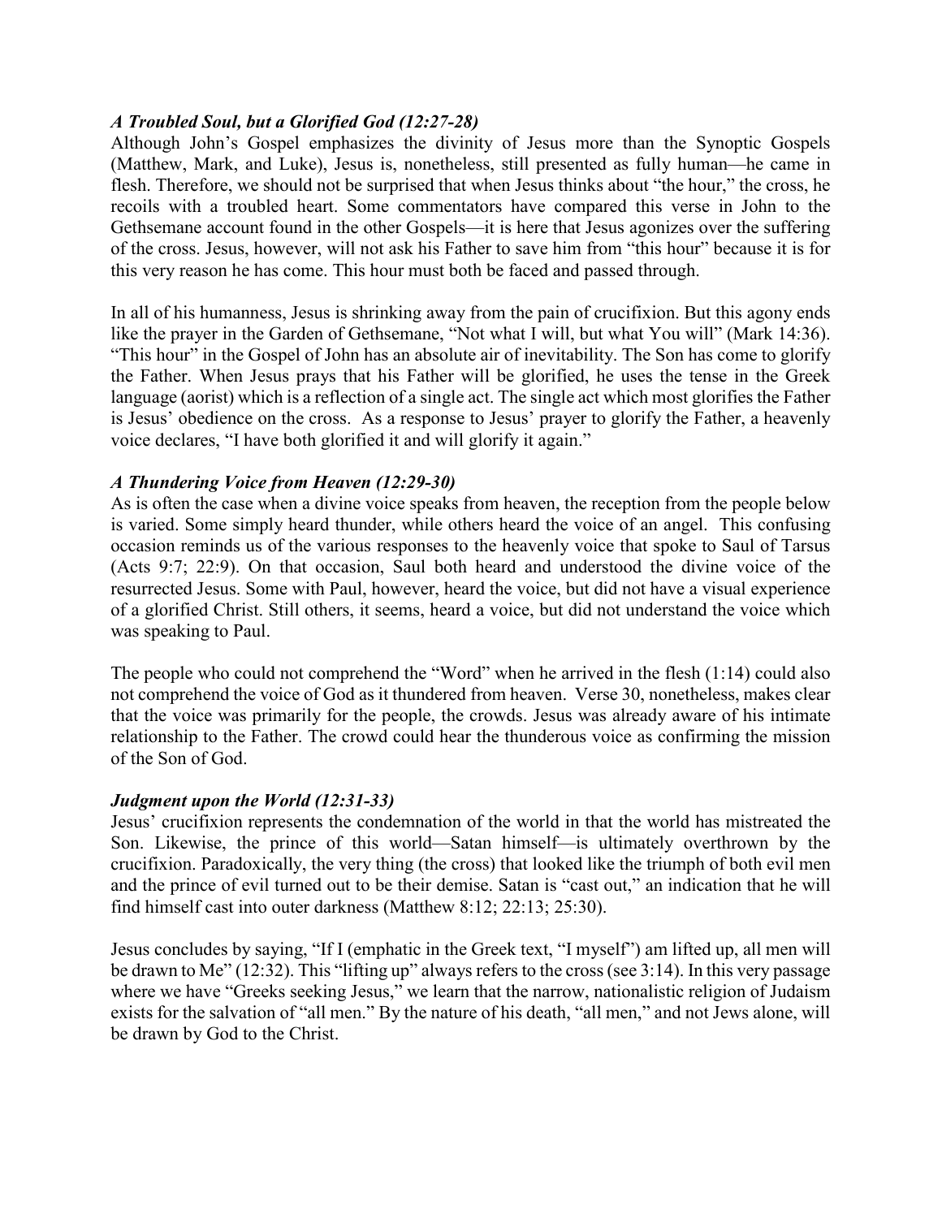***A Troubled Soul, but a Glorified God (12:27-28)***

Although John's Gospel emphasizes the divinity of Jesus more than the Synoptic Gospels (Matthew, Mark, and Luke), Jesus is, nonetheless, still presented as fully human—he came in flesh. Therefore, we should not be surprised that when Jesus thinks about "the hour," the cross, he recoils with a troubled heart. Some commentators have compared this verse in John to the Gethsemane account found in the other Gospels—it is here that Jesus agonizes over the suffering of the cross. Jesus, however, will not ask his Father to save him from "this hour" because it is for this very reason he has come. This hour must both be faced and passed through.

In all of his humanness, Jesus is shrinking away from the pain of crucifixion. But this agony ends like the prayer in the Garden of Gethsemane, "Not what I will, but what You will" (Mark 14:36). "This hour" in the Gospel of John has an absolute air of inevitability. The Son has come to glorify the Father. When Jesus prays that his Father will be glorified, he uses the tense in the Greek language (aorist) which is a reflection of a single act. The single act which most glorifies the Father is Jesus' obedience on the cross. As a response to Jesus' prayer to glorify the Father, a heavenly voice declares, "I have both glorified it and will glorify it again."

***A Thundering Voice from Heaven (12:29-30)***

As is often the case when a divine voice speaks from heaven, the reception from the people below is varied. Some simply heard thunder, while others heard the voice of an angel. This confusing occasion reminds us of the various responses to the heavenly voice that spoke to Saul of Tarsus (Acts 9:7; 22:9). On that occasion, Saul both heard and understood the divine voice of the resurrected Jesus. Some with Paul, however, heard the voice, but did not have a visual experience of a glorified Christ. Still others, it seems, heard a voice, but did not understand the voice which was speaking to Paul.

The people who could not comprehend the "Word" when he arrived in the flesh (1:14) could also not comprehend the voice of God as it thundered from heaven. Verse 30, nonetheless, makes clear that the voice was primarily for the people, the crowds. Jesus was already aware of his intimate relationship to the Father. The crowd could hear the thunderous voice as confirming the mission of the Son of God.

***Judgment upon the World (12:31-33)***

Jesus' crucifixion represents the condemnation of the world in that the world has mistreated the Son. Likewise, the prince of this world—Satan himself—is ultimately overthrown by the crucifixion. Paradoxically, the very thing (the cross) that looked like the triumph of both evil men and the prince of evil turned out to be their demise. Satan is "cast out," an indication that he will find himself cast into outer darkness (Matthew 8:12; 22:13; 25:30).

Jesus concludes by saying, "If I (emphatic in the Greek text, "I myself") am lifted up, all men will be drawn to Me" (12:32). This "lifting up" always refers to the cross (see 3:14). In this very passage where we have "Greeks seeking Jesus," we learn that the narrow, nationalistic religion of Judaism exists for the salvation of "all men." By the nature of his death, "all men," and not Jews alone, will be drawn by God to the Christ.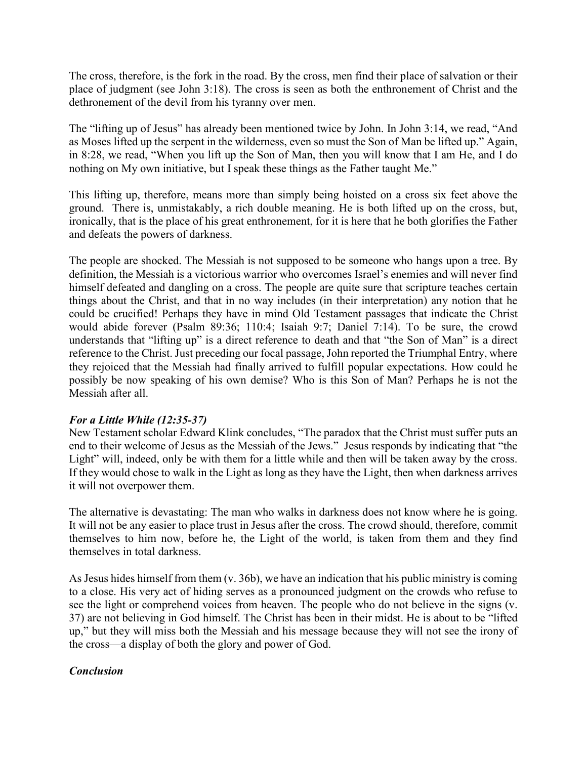The cross, therefore, is the fork in the road. By the cross, men find their place of salvation or their place of judgment (see John 3:18). The cross is seen as both the enthronement of Christ and the dethronement of the devil from his tyranny over men.

The "lifting up of Jesus" has already been mentioned twice by John. In John 3:14, we read, "And as Moses lifted up the serpent in the wilderness, even so must the Son of Man be lifted up." Again, in 8:28, we read, "When you lift up the Son of Man, then you will know that I am He, and I do nothing on My own initiative, but I speak these things as the Father taught Me."

This lifting up, therefore, means more than simply being hoisted on a cross six feet above the ground. There is, unmistakably, a rich double meaning. He is both lifted up on the cross, but, ironically, that is the place of his great enthronement, for it is here that he both glorifies the Father and defeats the powers of darkness.

The people are shocked. The Messiah is not supposed to be someone who hangs upon a tree. By definition, the Messiah is a victorious warrior who overcomes Israel's enemies and will never find himself defeated and dangling on a cross. The people are quite sure that scripture teaches certain things about the Christ, and that in no way includes (in their interpretation) any notion that he could be crucified! Perhaps they have in mind Old Testament passages that indicate the Christ would abide forever (Psalm 89:36; 110:4; Isaiah 9:7; Daniel 7:14). To be sure, the crowd understands that "lifting up" is a direct reference to death and that "the Son of Man" is a direct reference to the Christ. Just preceding our focal passage, John reported the Triumphal Entry, where they rejoiced that the Messiah had finally arrived to fulfill popular expectations. How could he possibly be now speaking of his own demise? Who is this Son of Man? Perhaps he is not the Messiah after all.

### *For a Little While (12:35-37)*

New Testament scholar Edward Klink concludes, "The paradox that the Christ must suffer puts an end to their welcome of Jesus as the Messiah of the Jews." Jesus responds by indicating that "the Light" will, indeed, only be with them for a little while and then will be taken away by the cross. If they would chose to walk in the Light as long as they have the Light, then when darkness arrives it will not overpower them.

The alternative is devastating: The man who walks in darkness does not know where he is going. It will not be any easier to place trust in Jesus after the cross. The crowd should, therefore, commit themselves to him now, before he, the Light of the world, is taken from them and they find themselves in total darkness.

As Jesus hides himself from them (v. 36b), we have an indication that his public ministry is coming to a close. His very act of hiding serves as a pronounced judgment on the crowds who refuse to see the light or comprehend voices from heaven. The people who do not believe in the signs (v. 37) are not believing in God himself. The Christ has been in their midst. He is about to be "lifted up," but they will miss both the Messiah and his message because they will not see the irony of the cross—a display of both the glory and power of God.

### *Conclusion*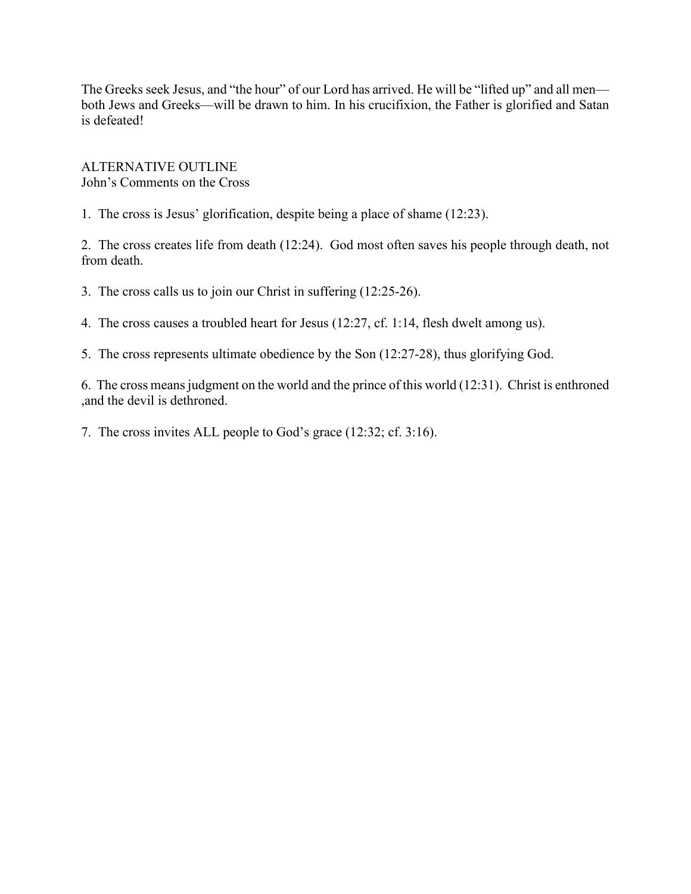The Greeks seek Jesus, and "the hour" of our Lord has arrived. He will be "lifted up" and all men—both Jews and Greeks—will be drawn to him. In his crucifixion, the Father is glorified and Satan is defeated!

ALTERNATIVE OUTLINE
John's Comments on the Cross

1. The cross is Jesus' glorification, despite being a place of shame (12:23).

2. The cross creates life from death (12:24). God most often saves his people through death, not from death.

3. The cross calls us to join our Christ in suffering (12:25-26).

4. The cross causes a troubled heart for Jesus (12:27, cf. 1:14, flesh dwelt among us).

5. The cross represents ultimate obedience by the Son (12:27-28), thus glorifying God.

6. The cross means judgment on the world and the prince of this world (12:31). Christ is enthroned ,and the devil is dethroned.

7. The cross invites ALL people to God's grace (12:32; cf. 3:16).